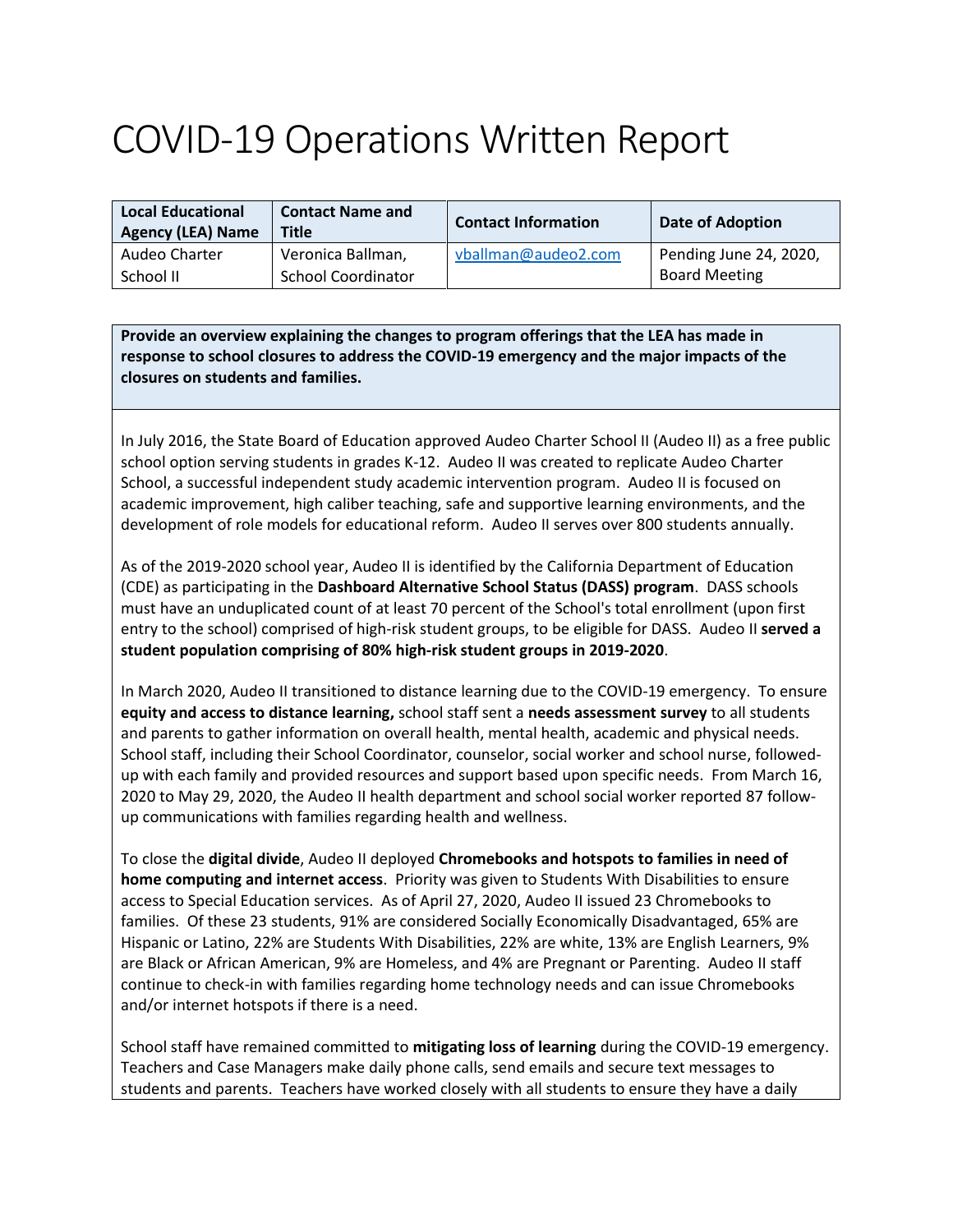# COVID-19 Operations Written Report

| Local Educational Agency (LEA) Name | Contact Name and Title | Contact Information | Date of Adoption |
| --- | --- | --- | --- |
| Audeo Charter School II | Veronica Ballman, School Coordinator | vballman@audeo2.com | Pending June 24, 2020, Board Meeting |

**Provide an overview explaining the changes to program offerings that the LEA has made in response to school closures to address the COVID-19 emergency and the major impacts of the closures on students and families.**

In July 2016, the State Board of Education approved Audeo Charter School II (Audeo II) as a free public school option serving students in grades K-12. Audeo II was created to replicate Audeo Charter School, a successful independent study academic intervention program. Audeo II is focused on academic improvement, high caliber teaching, safe and supportive learning environments, and the development of role models for educational reform. Audeo II serves over 800 students annually.

As of the 2019-2020 school year, Audeo II is identified by the California Department of Education (CDE) as participating in the **Dashboard Alternative School Status (DASS) program**. DASS schools must have an unduplicated count of at least 70 percent of the School's total enrollment (upon first entry to the school) comprised of high-risk student groups, to be eligible for DASS. Audeo II **served a student population comprising of 80% high-risk student groups in 2019-2020**.

In March 2020, Audeo II transitioned to distance learning due to the COVID-19 emergency. To ensure **equity and access to distance learning,** school staff sent a **needs assessment survey** to all students and parents to gather information on overall health, mental health, academic and physical needs. School staff, including their School Coordinator, counselor, social worker and school nurse, followed-up with each family and provided resources and support based upon specific needs. From March 16, 2020 to May 29, 2020, the Audeo II health department and school social worker reported 87 follow-up communications with families regarding health and wellness.

To close the **digital divide**, Audeo II deployed **Chromebooks and hotspots to families in need of home computing and internet access**. Priority was given to Students With Disabilities to ensure access to Special Education services. As of April 27, 2020, Audeo II issued 23 Chromebooks to families. Of these 23 students, 91% are considered Socially Economically Disadvantaged, 65% are Hispanic or Latino, 22% are Students With Disabilities, 22% are white, 13% are English Learners, 9% are Black or African American, 9% are Homeless, and 4% are Pregnant or Parenting. Audeo II staff continue to check-in with families regarding home technology needs and can issue Chromebooks and/or internet hotspots if there is a need.

School staff have remained committed to **mitigating loss of learning** during the COVID-19 emergency. Teachers and Case Managers make daily phone calls, send emails and secure text messages to students and parents. Teachers have worked closely with all students to ensure they have a daily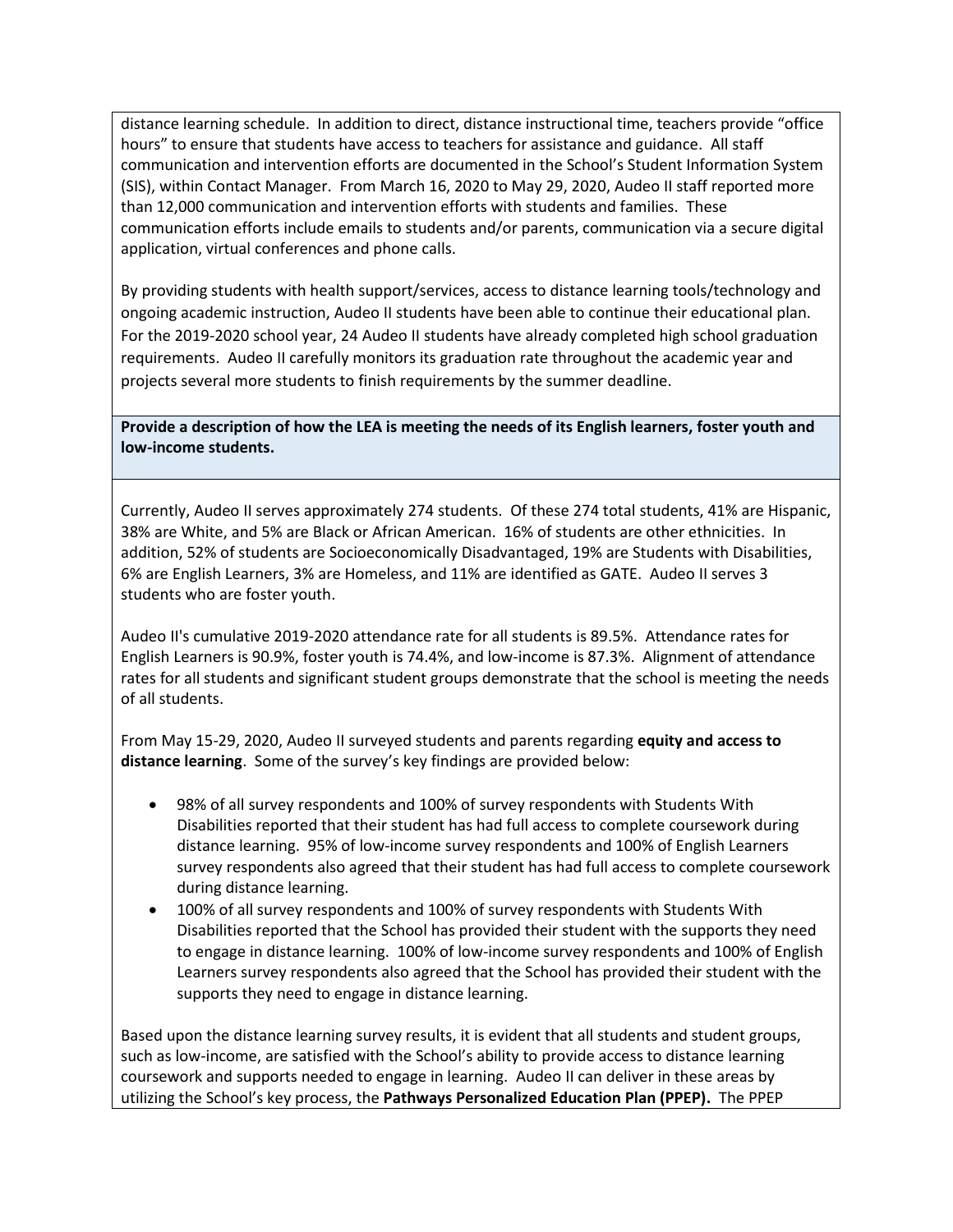distance learning schedule. In addition to direct, distance instructional time, teachers provide "office hours" to ensure that students have access to teachers for assistance and guidance. All staff communication and intervention efforts are documented in the School's Student Information System (SIS), within Contact Manager. From March 16, 2020 to May 29, 2020, Audeo II staff reported more than 12,000 communication and intervention efforts with students and families. These communication efforts include emails to students and/or parents, communication via a secure digital application, virtual conferences and phone calls.

By providing students with health support/services, access to distance learning tools/technology and ongoing academic instruction, Audeo II students have been able to continue their educational plan. For the 2019-2020 school year, 24 Audeo II students have already completed high school graduation requirements. Audeo II carefully monitors its graduation rate throughout the academic year and projects several more students to finish requirements by the summer deadline.

**Provide a description of how the LEA is meeting the needs of its English learners, foster youth and low-income students.**

Currently, Audeo II serves approximately 274 students. Of these 274 total students, 41% are Hispanic, 38% are White, and 5% are Black or African American. 16% of students are other ethnicities. In addition, 52% of students are Socioeconomically Disadvantaged, 19% are Students with Disabilities, 6% are English Learners, 3% are Homeless, and 11% are identified as GATE. Audeo II serves 3 students who are foster youth.

Audeo II's cumulative 2019-2020 attendance rate for all students is 89.5%. Attendance rates for English Learners is 90.9%, foster youth is 74.4%, and low-income is 87.3%. Alignment of attendance rates for all students and significant student groups demonstrate that the school is meeting the needs of all students.

From May 15-29, 2020, Audeo II surveyed students and parents regarding **equity and access to distance learning**. Some of the survey's key findings are provided below:

- 98% of all survey respondents and 100% of survey respondents with Students With Disabilities reported that their student has had full access to complete coursework during distance learning. 95% of low-income survey respondents and 100% of English Learners survey respondents also agreed that their student has had full access to complete coursework during distance learning.
- 100% of all survey respondents and 100% of survey respondents with Students With Disabilities reported that the School has provided their student with the supports they need to engage in distance learning. 100% of low-income survey respondents and 100% of English Learners survey respondents also agreed that the School has provided their student with the supports they need to engage in distance learning.

Based upon the distance learning survey results, it is evident that all students and student groups, such as low-income, are satisfied with the School's ability to provide access to distance learning coursework and supports needed to engage in learning. Audeo II can deliver in these areas by utilizing the School's key process, the **Pathways Personalized Education Plan (PPEP).** The PPEP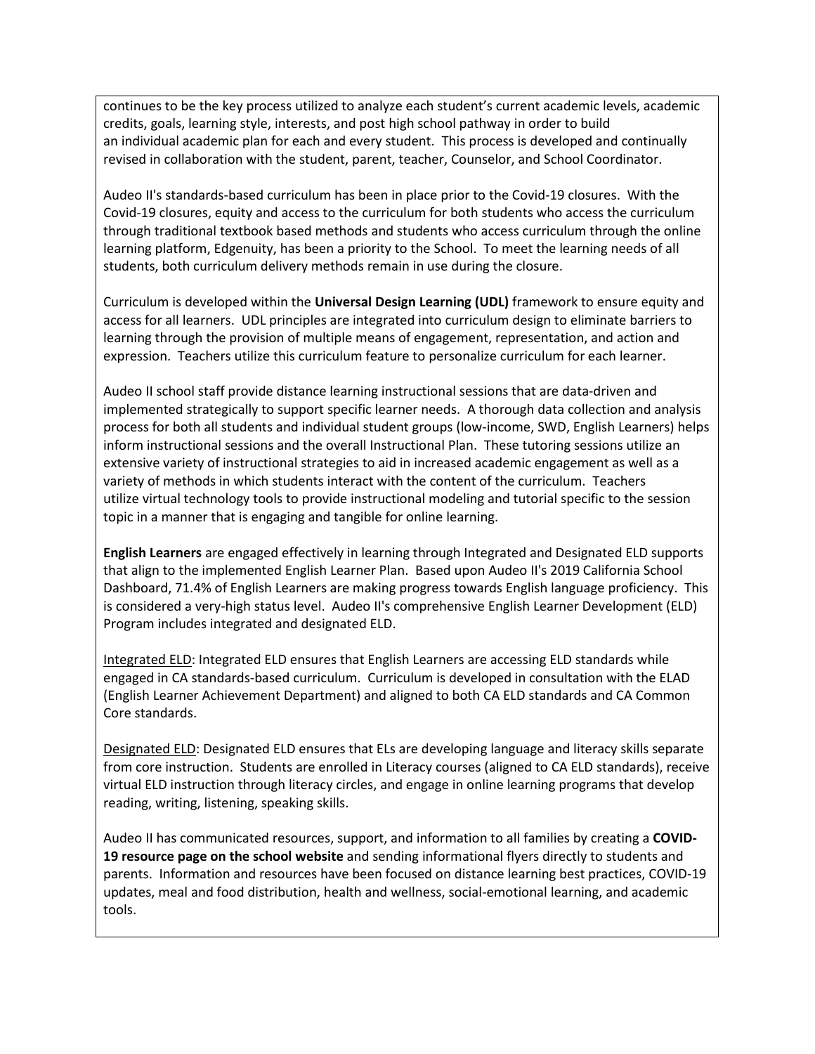continues to be the key process utilized to analyze each student's current academic levels, academic credits, goals, learning style, interests, and post high school pathway in order to build an individual academic plan for each and every student. This process is developed and continually revised in collaboration with the student, parent, teacher, Counselor, and School Coordinator.

Audeo II's standards-based curriculum has been in place prior to the Covid-19 closures. With the Covid-19 closures, equity and access to the curriculum for both students who access the curriculum through traditional textbook based methods and students who access curriculum through the online learning platform, Edgenuity, has been a priority to the School. To meet the learning needs of all students, both curriculum delivery methods remain in use during the closure.

Curriculum is developed within the **Universal Design Learning (UDL)** framework to ensure equity and access for all learners. UDL principles are integrated into curriculum design to eliminate barriers to learning through the provision of multiple means of engagement, representation, and action and expression. Teachers utilize this curriculum feature to personalize curriculum for each learner.

Audeo II school staff provide distance learning instructional sessions that are data-driven and implemented strategically to support specific learner needs. A thorough data collection and analysis process for both all students and individual student groups (low-income, SWD, English Learners) helps inform instructional sessions and the overall Instructional Plan. These tutoring sessions utilize an extensive variety of instructional strategies to aid in increased academic engagement as well as a variety of methods in which students interact with the content of the curriculum. Teachers utilize virtual technology tools to provide instructional modeling and tutorial specific to the session topic in a manner that is engaging and tangible for online learning.

**English Learners** are engaged effectively in learning through Integrated and Designated ELD supports that align to the implemented English Learner Plan. Based upon Audeo II's 2019 California School Dashboard, 71.4% of English Learners are making progress towards English language proficiency. This is considered a very-high status level. Audeo II's comprehensive English Learner Development (ELD) Program includes integrated and designated ELD.

Integrated ELD: Integrated ELD ensures that English Learners are accessing ELD standards while engaged in CA standards-based curriculum. Curriculum is developed in consultation with the ELAD (English Learner Achievement Department) and aligned to both CA ELD standards and CA Common Core standards.

Designated ELD: Designated ELD ensures that ELs are developing language and literacy skills separate from core instruction. Students are enrolled in Literacy courses (aligned to CA ELD standards), receive virtual ELD instruction through literacy circles, and engage in online learning programs that develop reading, writing, listening, speaking skills.

Audeo II has communicated resources, support, and information to all families by creating a **COVID-19 resource page on the school website** and sending informational flyers directly to students and parents. Information and resources have been focused on distance learning best practices, COVID-19 updates, meal and food distribution, health and wellness, social-emotional learning, and academic tools.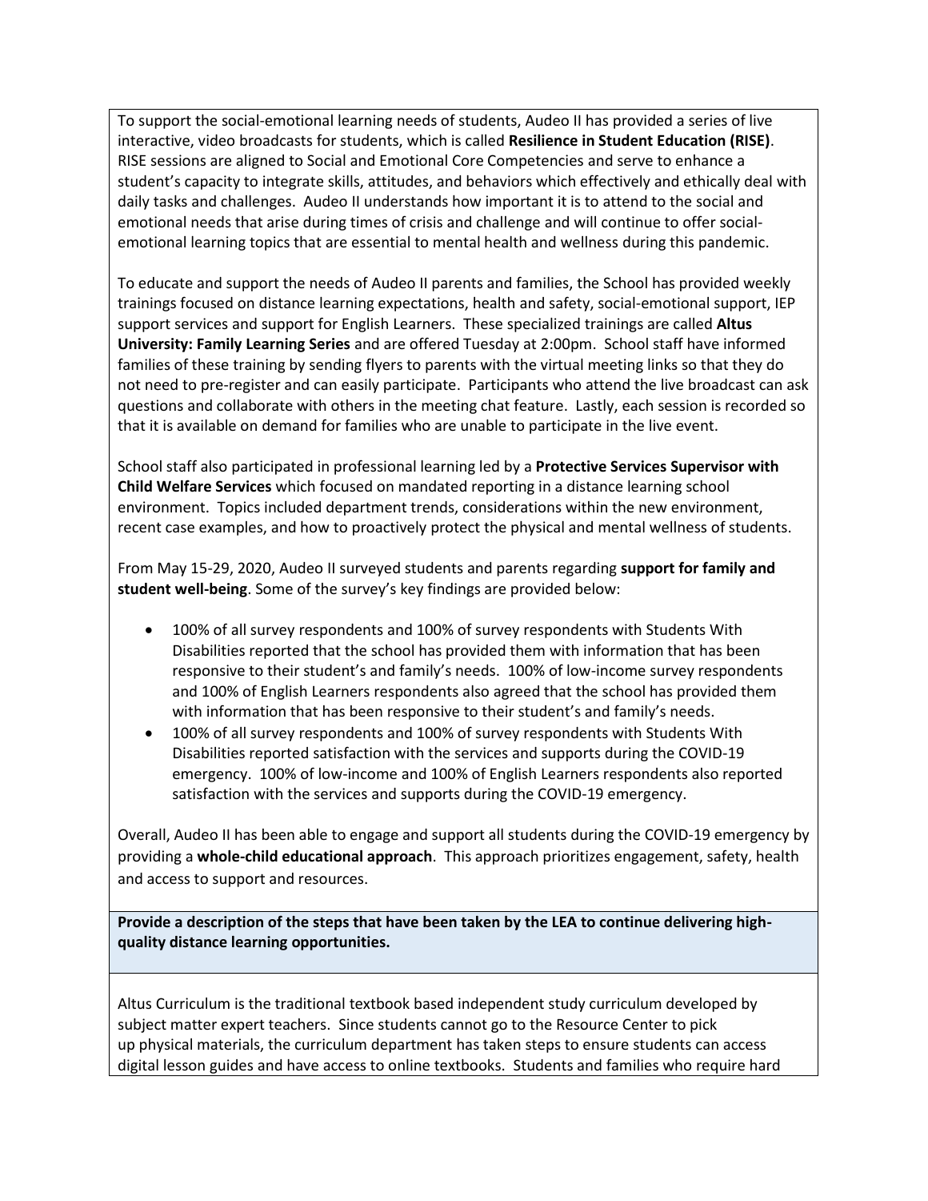To support the social-emotional learning needs of students, Audeo II has provided a series of live interactive, video broadcasts for students, which is called **Resilience in Student Education (RISE)**. RISE sessions are aligned to Social and Emotional Core Competencies and serve to enhance a student's capacity to integrate skills, attitudes, and behaviors which effectively and ethically deal with daily tasks and challenges. Audeo II understands how important it is to attend to the social and emotional needs that arise during times of crisis and challenge and will continue to offer social-emotional learning topics that are essential to mental health and wellness during this pandemic.

To educate and support the needs of Audeo II parents and families, the School has provided weekly trainings focused on distance learning expectations, health and safety, social-emotional support, IEP support services and support for English Learners. These specialized trainings are called **Altus University: Family Learning Series** and are offered Tuesday at 2:00pm. School staff have informed families of these training by sending flyers to parents with the virtual meeting links so that they do not need to pre-register and can easily participate. Participants who attend the live broadcast can ask questions and collaborate with others in the meeting chat feature. Lastly, each session is recorded so that it is available on demand for families who are unable to participate in the live event.

School staff also participated in professional learning led by a **Protective Services Supervisor with Child Welfare Services** which focused on mandated reporting in a distance learning school environment. Topics included department trends, considerations within the new environment, recent case examples, and how to proactively protect the physical and mental wellness of students.

From May 15-29, 2020, Audeo II surveyed students and parents regarding **support for family and student well-being**. Some of the survey's key findings are provided below:

- 100% of all survey respondents and 100% of survey respondents with Students With Disabilities reported that the school has provided them with information that has been responsive to their student's and family's needs. 100% of low-income survey respondents and 100% of English Learners respondents also agreed that the school has provided them with information that has been responsive to their student's and family's needs.
- 100% of all survey respondents and 100% of survey respondents with Students With Disabilities reported satisfaction with the services and supports during the COVID-19 emergency. 100% of low-income and 100% of English Learners respondents also reported satisfaction with the services and supports during the COVID-19 emergency.

Overall, Audeo II has been able to engage and support all students during the COVID-19 emergency by providing a **whole-child educational approach**. This approach prioritizes engagement, safety, health and access to support and resources.

**Provide a description of the steps that have been taken by the LEA to continue delivering high-quality distance learning opportunities.**

Altus Curriculum is the traditional textbook based independent study curriculum developed by subject matter expert teachers. Since students cannot go to the Resource Center to pick up physical materials, the curriculum department has taken steps to ensure students can access digital lesson guides and have access to online textbooks. Students and families who require hard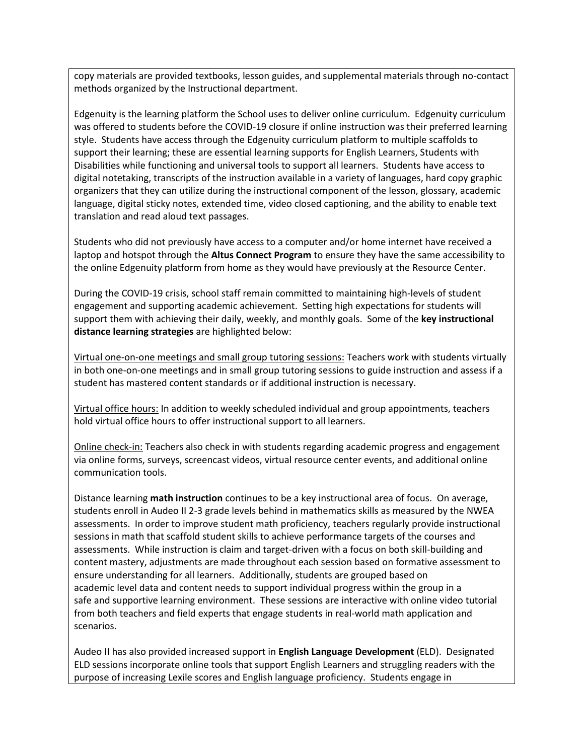copy materials are provided textbooks, lesson guides, and supplemental materials through no-contact methods organized by the Instructional department.

Edgenuity is the learning platform the School uses to deliver online curriculum. Edgenuity curriculum was offered to students before the COVID-19 closure if online instruction was their preferred learning style. Students have access through the Edgenuity curriculum platform to multiple scaffolds to support their learning; these are essential learning supports for English Learners, Students with Disabilities while functioning and universal tools to support all learners. Students have access to digital notetaking, transcripts of the instruction available in a variety of languages, hard copy graphic organizers that they can utilize during the instructional component of the lesson, glossary, academic language, digital sticky notes, extended time, video closed captioning, and the ability to enable text translation and read aloud text passages.

Students who did not previously have access to a computer and/or home internet have received a laptop and hotspot through the **Altus Connect Program** to ensure they have the same accessibility to the online Edgenuity platform from home as they would have previously at the Resource Center.

During the COVID-19 crisis, school staff remain committed to maintaining high-levels of student engagement and supporting academic achievement. Setting high expectations for students will support them with achieving their daily, weekly, and monthly goals. Some of the **key instructional distance learning strategies** are highlighted below:

<u>Virtual one-on-one meetings and small group tutoring sessions:</u> Teachers work with students virtually in both one-on-one meetings and in small group tutoring sessions to guide instruction and assess if a student has mastered content standards or if additional instruction is necessary.

<u>Virtual office hours:</u> In addition to weekly scheduled individual and group appointments, teachers hold virtual office hours to offer instructional support to all learners.

<u>Online check-in:</u> Teachers also check in with students regarding academic progress and engagement via online forms, surveys, screencast videos, virtual resource center events, and additional online communication tools.

Distance learning **math instruction** continues to be a key instructional area of focus. On average, students enroll in Audeo II 2-3 grade levels behind in mathematics skills as measured by the NWEA assessments. In order to improve student math proficiency, teachers regularly provide instructional sessions in math that scaffold student skills to achieve performance targets of the courses and assessments. While instruction is claim and target-driven with a focus on both skill-building and content mastery, adjustments are made throughout each session based on formative assessment to ensure understanding for all learners. Additionally, students are grouped based on academic level data and content needs to support individual progress within the group in a safe and supportive learning environment. These sessions are interactive with online video tutorial from both teachers and field experts that engage students in real-world math application and scenarios.

Audeo II has also provided increased support in **English Language Development** (ELD). Designated ELD sessions incorporate online tools that support English Learners and struggling readers with the purpose of increasing Lexile scores and English language proficiency. Students engage in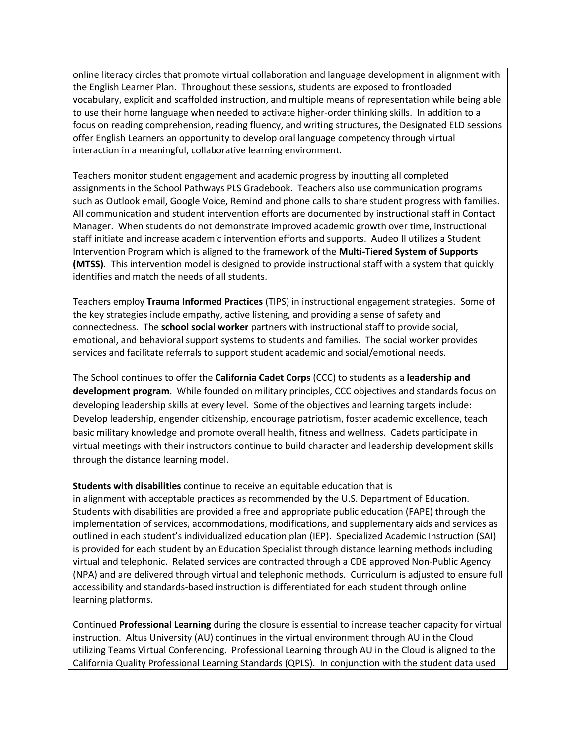online literacy circles that promote virtual collaboration and language development in alignment with the English Learner Plan. Throughout these sessions, students are exposed to frontloaded vocabulary, explicit and scaffolded instruction, and multiple means of representation while being able to use their home language when needed to activate higher-order thinking skills. In addition to a focus on reading comprehension, reading fluency, and writing structures, the Designated ELD sessions offer English Learners an opportunity to develop oral language competency through virtual interaction in a meaningful, collaborative learning environment.

Teachers monitor student engagement and academic progress by inputting all completed assignments in the School Pathways PLS Gradebook. Teachers also use communication programs such as Outlook email, Google Voice, Remind and phone calls to share student progress with families. All communication and student intervention efforts are documented by instructional staff in Contact Manager. When students do not demonstrate improved academic growth over time, instructional staff initiate and increase academic intervention efforts and supports. Audeo II utilizes a Student Intervention Program which is aligned to the framework of the **Multi-Tiered System of Supports (MTSS)**. This intervention model is designed to provide instructional staff with a system that quickly identifies and match the needs of all students.

Teachers employ **Trauma Informed Practices** (TIPS) in instructional engagement strategies. Some of the key strategies include empathy, active listening, and providing a sense of safety and connectedness. The **school social worker** partners with instructional staff to provide social, emotional, and behavioral support systems to students and families. The social worker provides services and facilitate referrals to support student academic and social/emotional needs.

The School continues to offer the **California Cadet Corps** (CCC) to students as a **leadership and development program**. While founded on military principles, CCC objectives and standards focus on developing leadership skills at every level. Some of the objectives and learning targets include: Develop leadership, engender citizenship, encourage patriotism, foster academic excellence, teach basic military knowledge and promote overall health, fitness and wellness. Cadets participate in virtual meetings with their instructors continue to build character and leadership development skills through the distance learning model.

**Students with disabilities** continue to receive an equitable education that is in alignment with acceptable practices as recommended by the U.S. Department of Education. Students with disabilities are provided a free and appropriate public education (FAPE) through the implementation of services, accommodations, modifications, and supplementary aids and services as outlined in each student's individualized education plan (IEP). Specialized Academic Instruction (SAI) is provided for each student by an Education Specialist through distance learning methods including virtual and telephonic. Related services are contracted through a CDE approved Non-Public Agency (NPA) and are delivered through virtual and telephonic methods. Curriculum is adjusted to ensure full accessibility and standards-based instruction is differentiated for each student through online learning platforms.

Continued **Professional Learning** during the closure is essential to increase teacher capacity for virtual instruction. Altus University (AU) continues in the virtual environment through AU in the Cloud utilizing Teams Virtual Conferencing. Professional Learning through AU in the Cloud is aligned to the California Quality Professional Learning Standards (QPLS). In conjunction with the student data used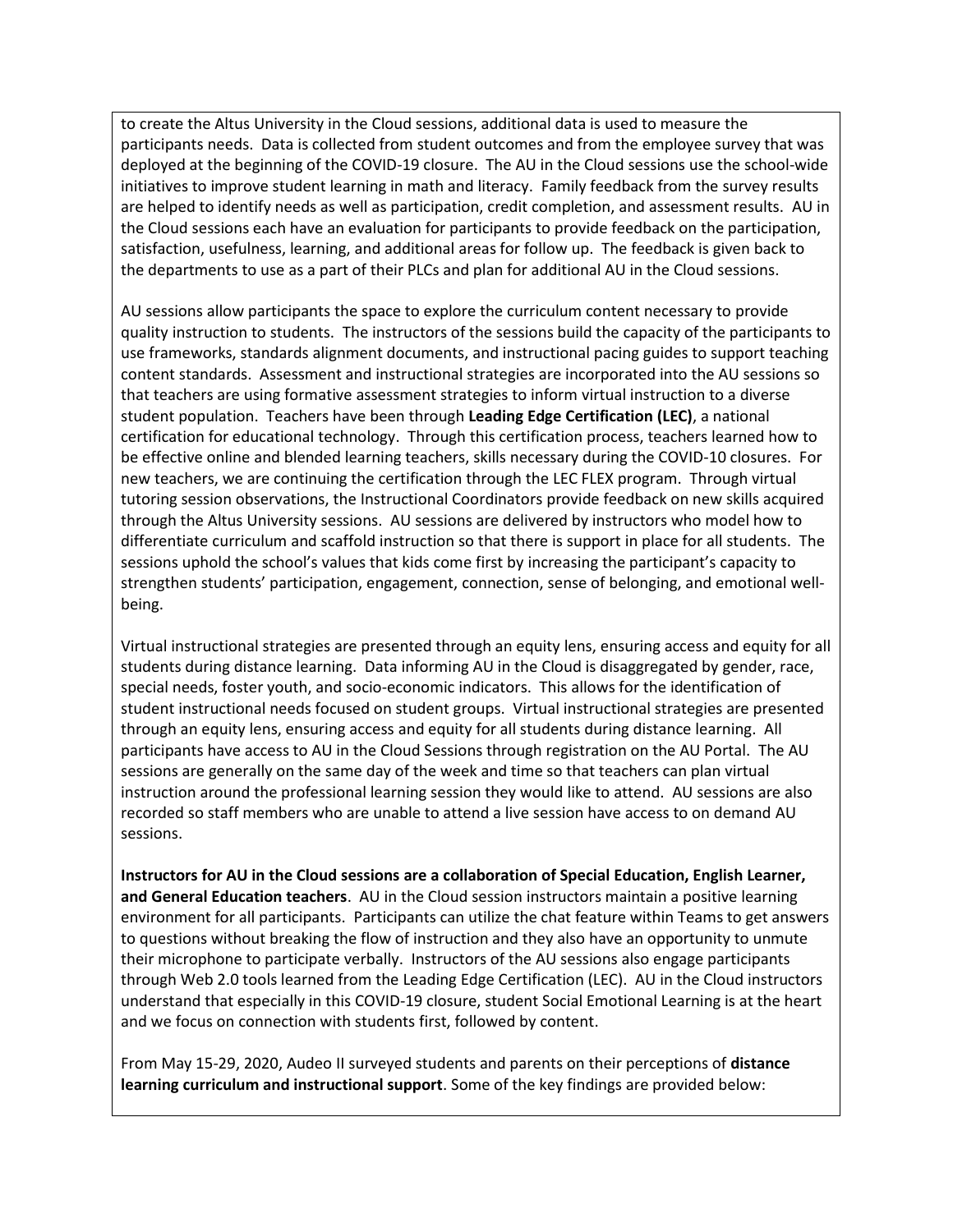to create the Altus University in the Cloud sessions, additional data is used to measure the participants needs. Data is collected from student outcomes and from the employee survey that was deployed at the beginning of the COVID-19 closure. The AU in the Cloud sessions use the school-wide initiatives to improve student learning in math and literacy. Family feedback from the survey results are helped to identify needs as well as participation, credit completion, and assessment results. AU in the Cloud sessions each have an evaluation for participants to provide feedback on the participation, satisfaction, usefulness, learning, and additional areas for follow up. The feedback is given back to the departments to use as a part of their PLCs and plan for additional AU in the Cloud sessions.

AU sessions allow participants the space to explore the curriculum content necessary to provide quality instruction to students. The instructors of the sessions build the capacity of the participants to use frameworks, standards alignment documents, and instructional pacing guides to support teaching content standards. Assessment and instructional strategies are incorporated into the AU sessions so that teachers are using formative assessment strategies to inform virtual instruction to a diverse student population. Teachers have been through **Leading Edge Certification (LEC)**, a national certification for educational technology. Through this certification process, teachers learned how to be effective online and blended learning teachers, skills necessary during the COVID-10 closures. For new teachers, we are continuing the certification through the LEC FLEX program. Through virtual tutoring session observations, the Instructional Coordinators provide feedback on new skills acquired through the Altus University sessions. AU sessions are delivered by instructors who model how to differentiate curriculum and scaffold instruction so that there is support in place for all students. The sessions uphold the school's values that kids come first by increasing the participant's capacity to strengthen students' participation, engagement, connection, sense of belonging, and emotional well-being.

Virtual instructional strategies are presented through an equity lens, ensuring access and equity for all students during distance learning. Data informing AU in the Cloud is disaggregated by gender, race, special needs, foster youth, and socio-economic indicators. This allows for the identification of student instructional needs focused on student groups. Virtual instructional strategies are presented through an equity lens, ensuring access and equity for all students during distance learning. All participants have access to AU in the Cloud Sessions through registration on the AU Portal. The AU sessions are generally on the same day of the week and time so that teachers can plan virtual instruction around the professional learning session they would like to attend. AU sessions are also recorded so staff members who are unable to attend a live session have access to on demand AU sessions.

**Instructors for AU in the Cloud sessions are a collaboration of Special Education, English Learner, and General Education teachers**. AU in the Cloud session instructors maintain a positive learning environment for all participants. Participants can utilize the chat feature within Teams to get answers to questions without breaking the flow of instruction and they also have an opportunity to unmute their microphone to participate verbally. Instructors of the AU sessions also engage participants through Web 2.0 tools learned from the Leading Edge Certification (LEC). AU in the Cloud instructors understand that especially in this COVID-19 closure, student Social Emotional Learning is at the heart and we focus on connection with students first, followed by content.

From May 15-29, 2020, Audeo II surveyed students and parents on their perceptions of **distance learning curriculum and instructional support**. Some of the key findings are provided below: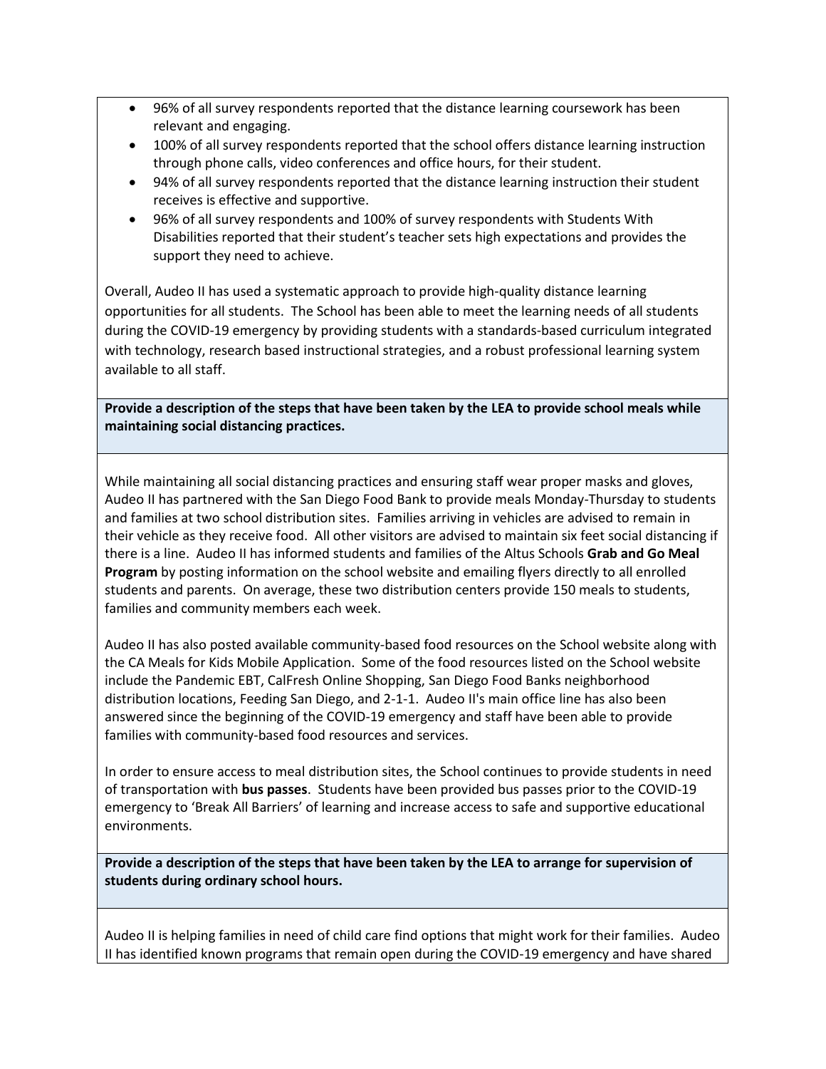- 96% of all survey respondents reported that the distance learning coursework has been relevant and engaging.
- 100% of all survey respondents reported that the school offers distance learning instruction through phone calls, video conferences and office hours, for their student.
- 94% of all survey respondents reported that the distance learning instruction their student receives is effective and supportive.
- 96% of all survey respondents and 100% of survey respondents with Students With Disabilities reported that their student's teacher sets high expectations and provides the support they need to achieve.

Overall, Audeo II has used a systematic approach to provide high-quality distance learning opportunities for all students. The School has been able to meet the learning needs of all students during the COVID-19 emergency by providing students with a standards-based curriculum integrated with technology, research based instructional strategies, and a robust professional learning system available to all staff.

**Provide a description of the steps that have been taken by the LEA to provide school meals while maintaining social distancing practices.**

While maintaining all social distancing practices and ensuring staff wear proper masks and gloves, Audeo II has partnered with the San Diego Food Bank to provide meals Monday-Thursday to students and families at two school distribution sites. Families arriving in vehicles are advised to remain in their vehicle as they receive food. All other visitors are advised to maintain six feet social distancing if there is a line. Audeo II has informed students and families of the Altus Schools **Grab and Go Meal Program** by posting information on the school website and emailing flyers directly to all enrolled students and parents. On average, these two distribution centers provide 150 meals to students, families and community members each week.

Audeo II has also posted available community-based food resources on the School website along with the CA Meals for Kids Mobile Application. Some of the food resources listed on the School website include the Pandemic EBT, CalFresh Online Shopping, San Diego Food Banks neighborhood distribution locations, Feeding San Diego, and 2-1-1. Audeo II's main office line has also been answered since the beginning of the COVID-19 emergency and staff have been able to provide families with community-based food resources and services.

In order to ensure access to meal distribution sites, the School continues to provide students in need of transportation with **bus passes**. Students have been provided bus passes prior to the COVID-19 emergency to 'Break All Barriers' of learning and increase access to safe and supportive educational environments.

**Provide a description of the steps that have been taken by the LEA to arrange for supervision of students during ordinary school hours.**

Audeo II is helping families in need of child care find options that might work for their families. Audeo II has identified known programs that remain open during the COVID-19 emergency and have shared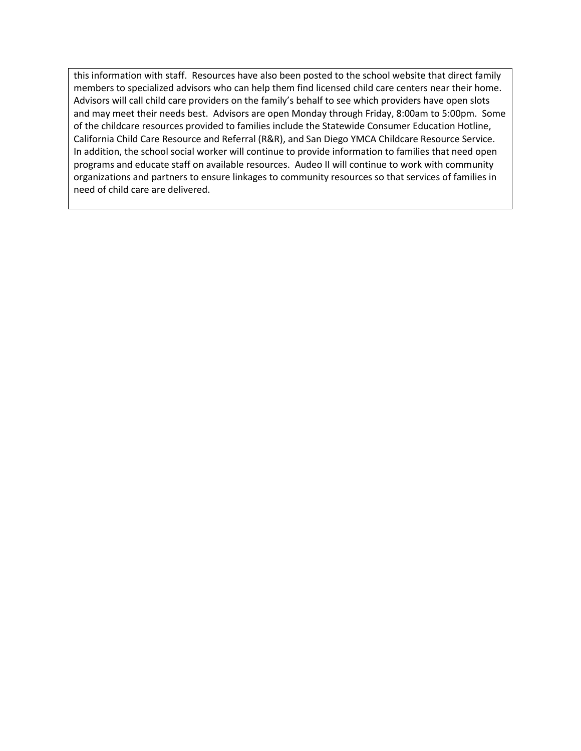this information with staff. Resources have also been posted to the school website that direct family members to specialized advisors who can help them find licensed child care centers near their home. Advisors will call child care providers on the family's behalf to see which providers have open slots and may meet their needs best. Advisors are open Monday through Friday, 8:00am to 5:00pm. Some of the childcare resources provided to families include the Statewide Consumer Education Hotline, California Child Care Resource and Referral (R&R), and San Diego YMCA Childcare Resource Service. In addition, the school social worker will continue to provide information to families that need open programs and educate staff on available resources. Audeo II will continue to work with community organizations and partners to ensure linkages to community resources so that services of families in need of child care are delivered.